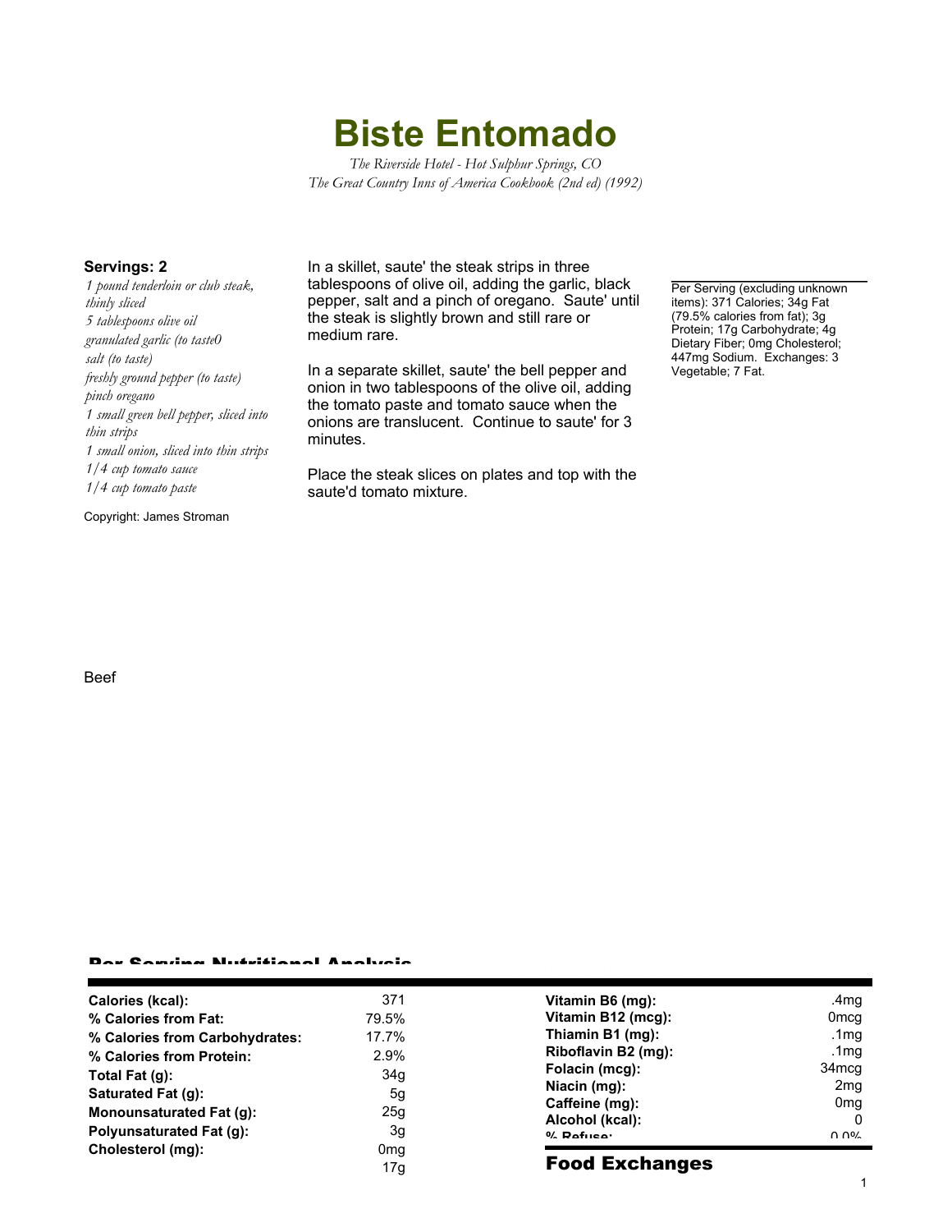# Biste Entomado

*The Riverside Hotel - Hot Sulphur Springs, CO*
*The Great Country Inns of America Cookbook (2nd ed) (1992)*

**Servings: 2**

*1 pound tenderloin or club steak, thinly sliced*
*5 tablespoons olive oil*
*granulated garlic (to taste0*
*salt (to taste)*
*freshly ground pepper (to taste)*
*pinch oregano*
*1 small green bell pepper, sliced into thin strips*
*1 small onion, sliced into thin strips*
*1/4 cup tomato sauce*
*1/4 cup tomato paste*

Copyright: James Stroman

In a skillet, saute' the steak strips in three tablespoons of olive oil, adding the garlic, black pepper, salt and a pinch of oregano. Saute' until the steak is slightly brown and still rare or medium rare.

In a separate skillet, saute' the bell pepper and onion in two tablespoons of the olive oil, adding the tomato paste and tomato sauce when the onions are translucent. Continue to saute' for 3 minutes.

Place the steak slices on plates and top with the saute'd tomato mixture.

Per Serving (excluding unknown items): 371 Calories; 34g Fat (79.5% calories from fat); 3g Protein; 17g Carbohydrate; 4g Dietary Fiber; 0mg Cholesterol; 447mg Sodium. Exchanges: 3 Vegetable; 7 Fat.

Beef

## Per Serving Nutritional Analysis

| | | | |
|---|---|---|---|
| **Calories (kcal):** | 371 | **Vitamin B6 (mg):** | .4mg |
| **% Calories from Fat:** | 79.5% | **Vitamin B12 (mcg):** | 0mcg |
| **% Calories from Carbohydrates:** | 17.7% | **Thiamin B1 (mg):** | .1mg |
| **% Calories from Protein:** | 2.9% | **Riboflavin B2 (mg):** | .1mg |
| **Total Fat (g):** | 34g | **Folacin (mcg):** | 34mcg |
| **Saturated Fat (g):** | 5g | **Niacin (mg):** | 2mg |
| **Monounsaturated Fat (g):** | 25g | **Caffeine (mg):** | 0mg |
| **Polyunsaturated Fat (g):** | 3g | **Alcohol (kcal):** | 0 |
| **Cholesterol (mg):** | 0mg | **% Refuse:** | 0.0% |
| | 17g | | |

## Food Exchanges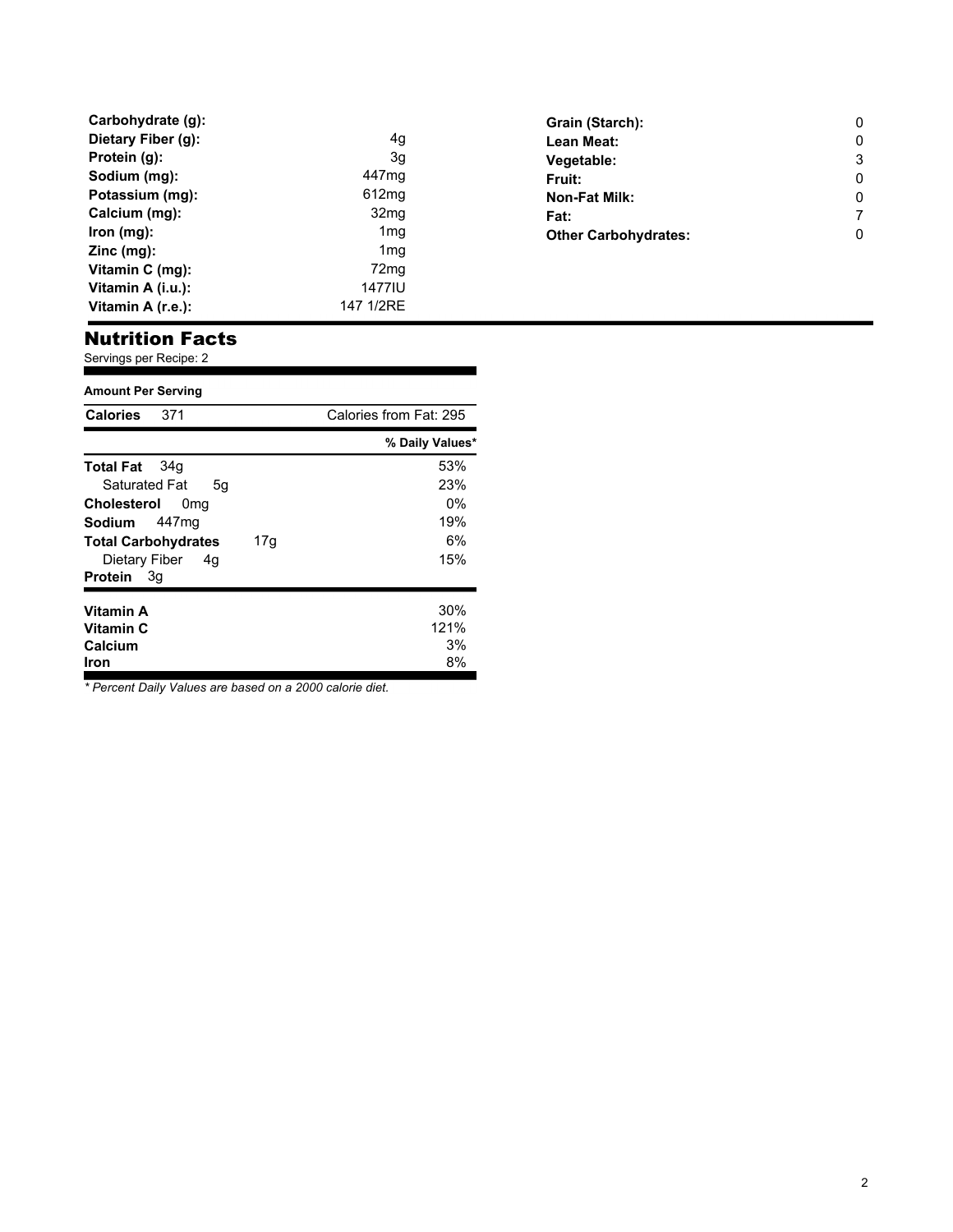| | |
|---|---|
| **Carbohydrate (g):** | |
| **Dietary Fiber (g):** | 4g |
| **Protein (g):** | 3g |
| **Sodium (mg):** | 447mg |
| **Potassium (mg):** | 612mg |
| **Calcium (mg):** | 32mg |
| **Iron (mg):** | 1mg |
| **Zinc (mg):** | 1mg |
| **Vitamin C (mg):** | 72mg |
| **Vitamin A (i.u.):** | 1477IU |
| **Vitamin A (r.e.):** | 147 1/2RE |

| | |
|---|---|
| **Grain (Starch):** | 0 |
| **Lean Meat:** | 0 |
| **Vegetable:** | 3 |
| **Fruit:** | 0 |
| **Non-Fat Milk:** | 0 |
| **Fat:** | 7 |
| **Other Carbohydrates:** | 0 |

## Nutrition Facts

Servings per Recipe: 2

**Amount Per Serving**

| **Calories** 371 | Calories from Fat: 295 |
|---|---|
| | **% Daily Values*** |
| **Total Fat** 34g | 53% |
| Saturated Fat 5g | 23% |
| **Cholesterol** 0mg | 0% |
| **Sodium** 447mg | 19% |
| **Total Carbohydrates** 17g | 6% |
| Dietary Fiber 4g | 15% |
| **Protein** 3g | |
| **Vitamin A** | 30% |
| **Vitamin C** | 121% |
| **Calcium** | 3% |
| **Iron** | 8% |

*\* Percent Daily Values are based on a 2000 calorie diet.*